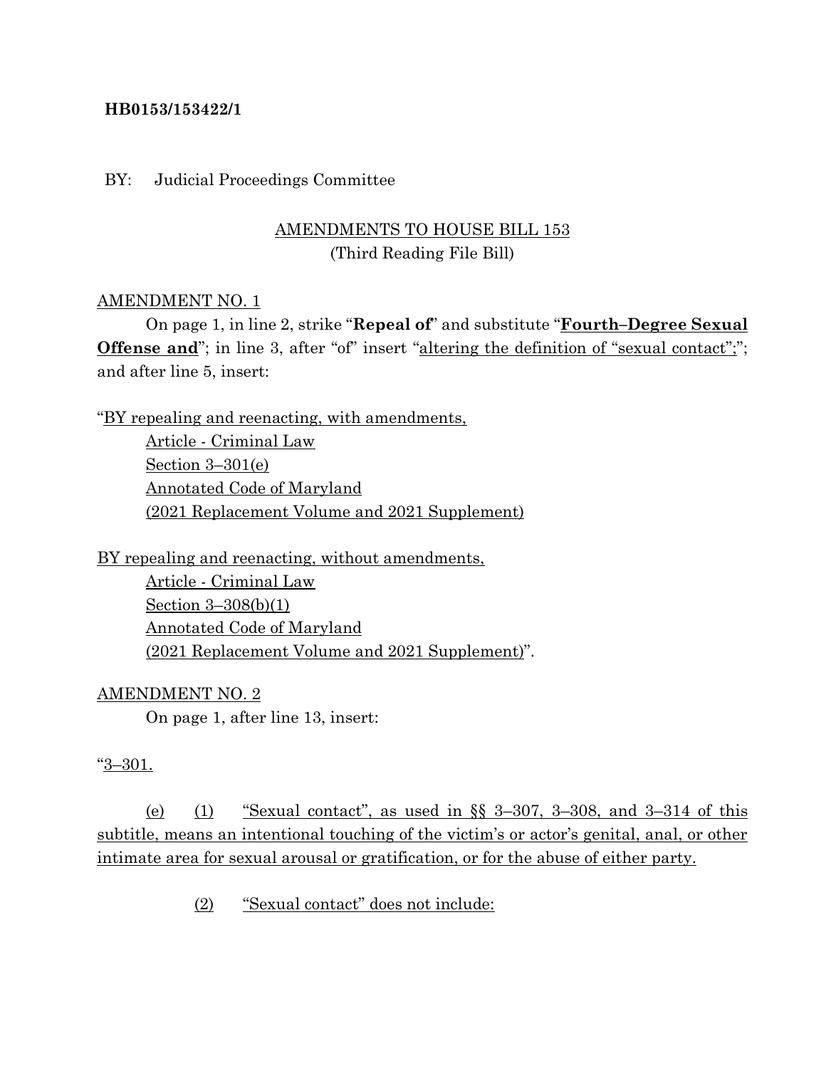**HB0153/153422/1**

BY: Judicial Proceedings Committee

AMENDMENTS TO HOUSE BILL 153
(Third Reading File Bill)

AMENDMENT NO. 1

On page 1, in line 2, strike "**Repeal of**" and substitute "**Fourth–Degree Sexual Offense and**"; in line 3, after "of" insert "altering the definition of "sexual contact";"; and after line 5, insert:

"BY repealing and reenacting, with amendments,
Article - Criminal Law
Section 3–301(e)
Annotated Code of Maryland
(2021 Replacement Volume and 2021 Supplement)

BY repealing and reenacting, without amendments,
Article - Criminal Law
Section 3–308(b)(1)
Annotated Code of Maryland
(2021 Replacement Volume and 2021 Supplement)".

AMENDMENT NO. 2

On page 1, after line 13, insert:

"3–301.

(e) (1) "Sexual contact", as used in §§ 3–307, 3–308, and 3–314 of this subtitle, means an intentional touching of the victim's or actor's genital, anal, or other intimate area for sexual arousal or gratification, or for the abuse of either party.

(2) "Sexual contact" does not include: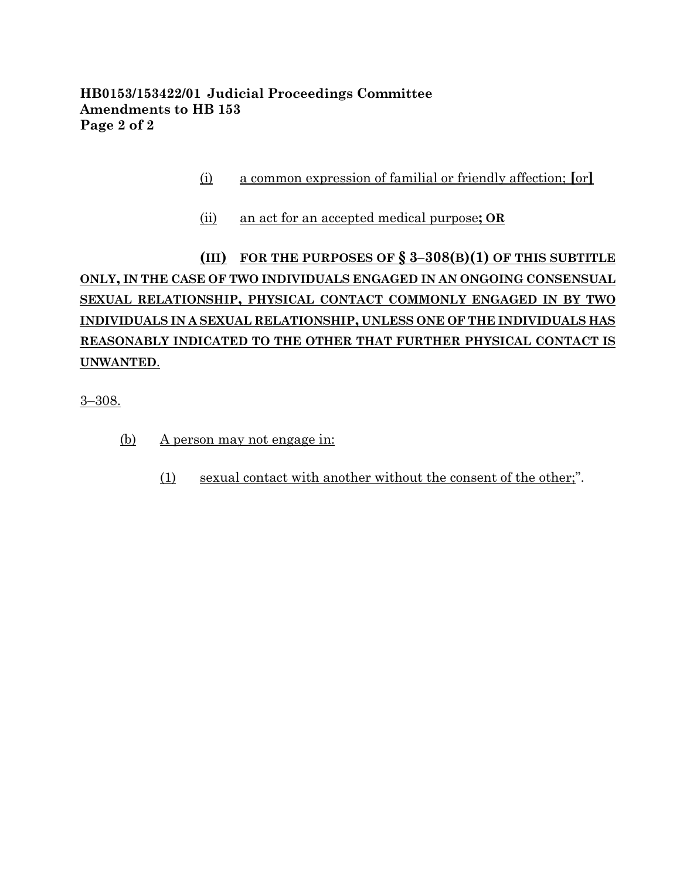**HB0153/153422/01 Judicial Proceedings Committee**
**Amendments to HB 153**

(i) a common expression of familial or friendly affection; **[**or**]**

(ii) an act for an accepted medical purpose**; OR**

**(III) FOR THE PURPOSES OF § 3–308(B)(1) OF THIS SUBTITLE ONLY, IN THE CASE OF TWO INDIVIDUALS ENGAGED IN AN ONGOING CONSENSUAL SEXUAL RELATIONSHIP, PHYSICAL CONTACT COMMONLY ENGAGED IN BY TWO INDIVIDUALS IN A SEXUAL RELATIONSHIP, UNLESS ONE OF THE INDIVIDUALS HAS REASONABLY INDICATED TO THE OTHER THAT FURTHER PHYSICAL CONTACT IS UNWANTED**.

3–308.

(b) A person may not engage in:

(1) sexual contact with another without the consent of the other;".